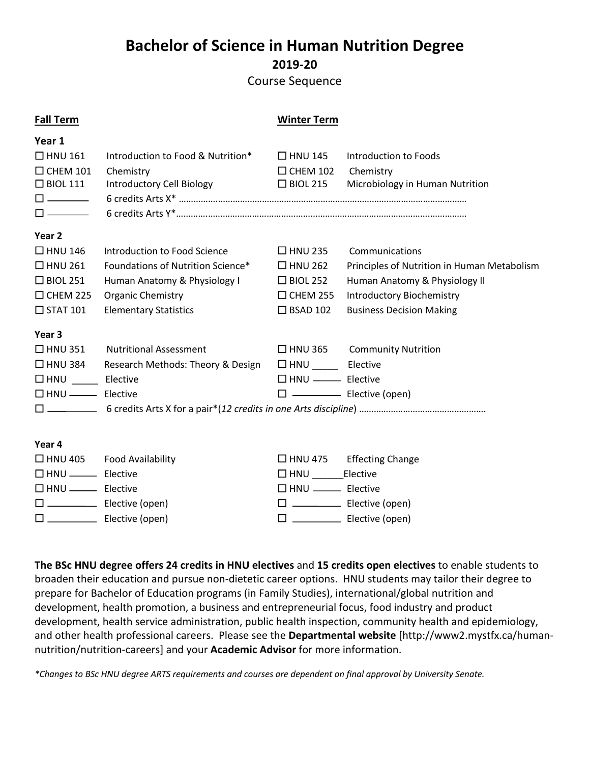# Bachelor of Science in Human Nutrition Degree

## 2019-20

Course Sequence

| Fall Term | | Winter Term | |
|---|---|---|---|
| **Year 1** | | | |
| ☐ HNU 161 | Introduction to Food & Nutrition* | ☐ HNU 145 | Introduction to Foods |
| ☐ CHEM 101 | Chemistry | ☐ CHEM 102 | Chemistry |
| ☐ BIOL 111 | Introductory Cell Biology | ☐ BIOL 215 | Microbiology in Human Nutrition |
| ☐ ________ | 6 credits Arts X* ………………………………………………………………………………………… | | |
| ☐ ________ | 6 credits Arts Y*………………………………………………………………………………………… | | |
| **Year 2** | | | |
| ☐ HNU 146 | Introduction to Food Science | ☐ HNU 235 | Communications |
| ☐ HNU 261 | Foundations of Nutrition Science* | ☐ HNU 262 | Principles of Nutrition in Human Metabolism |
| ☐ BIOL 251 | Human Anatomy & Physiology I | ☐ BIOL 252 | Human Anatomy & Physiology II |
| ☐ CHEM 225 | Organic Chemistry | ☐ CHEM 255 | Introductory Biochemistry |
| ☐ STAT 101 | Elementary Statistics | ☐ BSAD 102 | Business Decision Making |
| **Year 3** | | | |
| ☐ HNU 351 | Nutritional Assessment | ☐ HNU 365 | Community Nutrition |
| ☐ HNU 384 | Research Methods: Theory & Design | ☐ HNU _____ | Elective |
| ☐ HNU _____ | Elective | ☐ HNU _____ | Elective |
| ☐ HNU _____ | Elective | ☐ _________ | Elective (open) |
| ☐ _________ | 6 credits Arts X for a pair*(*12 credits in one Arts discipline*) ……………………………………………. | | |
| **Year 4** | | | |
| ☐ HNU 405 | Food Availability | ☐ HNU 475 | Effecting Change |
| ☐ HNU _____ | Elective | ☐ HNU ______ | Elective |
| ☐ HNU _____ | Elective | ☐ HNU _____ | Elective |
| ☐ _________ | Elective (open) | ☐ _________ | Elective (open) |
| ☐ _________ | Elective (open) | ☐ _________ | Elective (open) |

**The BSc HNU degree offers 24 credits in HNU electives** and **15 credits open electives** to enable students to broaden their education and pursue non-dietetic career options. HNU students may tailor their degree to prepare for Bachelor of Education programs (in Family Studies), international/global nutrition and development, health promotion, a business and entrepreneurial focus, food industry and product development, health service administration, public health inspection, community health and epidemiology, and other health professional careers. Please see the **Departmental website** [http://www2.mystfx.ca/human-nutrition/nutrition-careers] and your **Academic Advisor** for more information.

*\*Changes to BSc HNU degree ARTS requirements and courses are dependent on final approval by University Senate.*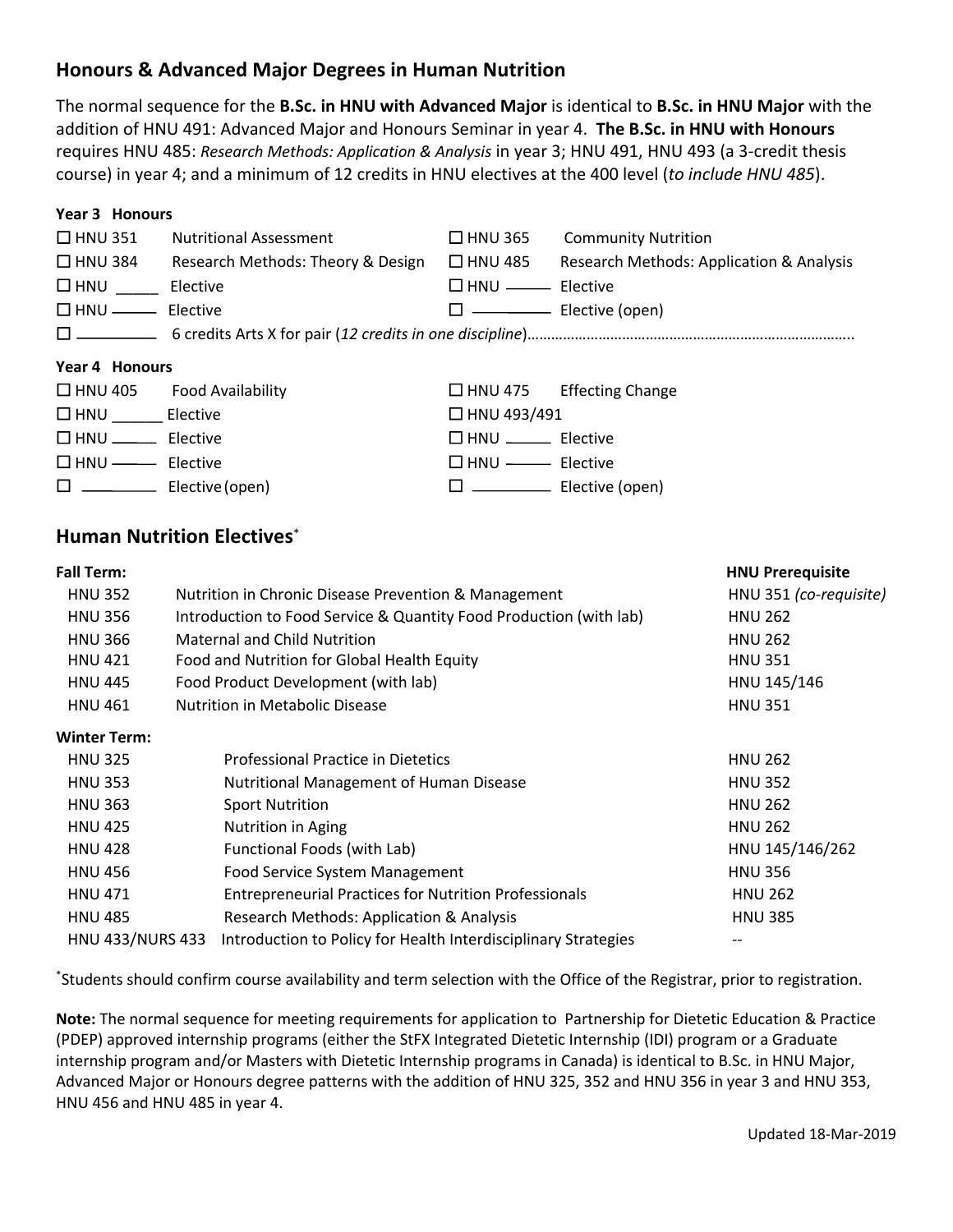## Honours & Advanced Major Degrees in Human Nutrition

The normal sequence for the **B.Sc. in HNU with Advanced Major** is identical to **B.Sc. in HNU Major** with the addition of HNU 491: Advanced Major and Honours Seminar in year 4. **The B.Sc. in HNU with Honours** requires HNU 485: *Research Methods: Application & Analysis* in year 3; HNU 491, HNU 493 (a 3-credit thesis course) in year 4; and a minimum of 12 credits in HNU electives at the 400 level (*to include HNU 485*).

**Year 3 Honours**

| | | | |
|---|---|---|---|
| ☐ HNU 351 | Nutritional Assessment | ☐ HNU 365 | Community Nutrition |
| ☐ HNU 384 | Research Methods: Theory & Design | ☐ HNU 485 | Research Methods: Application & Analysis |
| ☐ HNU _____ | Elective | ☐ HNU _____ | Elective |
| ☐ HNU _____ | Elective | ☐ _________ | Elective (open) |
| ☐ _________ | 6 credits Arts X for pair (*12 credits in one discipline*)………… | | |

**Year 4 Honours**

| | | | |
|---|---|---|---|
| ☐ HNU 405 | Food Availability | ☐ HNU 475 | Effecting Change |
| ☐ HNU ______ | Elective | ☐ HNU 493/491 | |
| ☐ HNU _____ | Elective | ☐ HNU _____ | Elective |
| ☐ HNU _____ | Elective | ☐ HNU _____ | Elective |
| ☐ _________ | Elective (open) | ☐ _________ | Elective (open) |

## Human Nutrition Electives*

| | | HNU Prerequisite |
|---|---|---|
| **Fall Term:** | | |
| HNU 352 | Nutrition in Chronic Disease Prevention & Management | HNU 351 (*co-requisite*) |
| HNU 356 | Introduction to Food Service & Quantity Food Production (with lab) | HNU 262 |
| HNU 366 | Maternal and Child Nutrition | HNU 262 |
| HNU 421 | Food and Nutrition for Global Health Equity | HNU 351 |
| HNU 445 | Food Product Development (with lab) | HNU 145/146 |
| HNU 461 | Nutrition in Metabolic Disease | HNU 351 |
| **Winter Term:** | | |
| HNU 325 | Professional Practice in Dietetics | HNU 262 |
| HNU 353 | Nutritional Management of Human Disease | HNU 352 |
| HNU 363 | Sport Nutrition | HNU 262 |
| HNU 425 | Nutrition in Aging | HNU 262 |
| HNU 428 | Functional Foods (with Lab) | HNU 145/146/262 |
| HNU 456 | Food Service System Management | HNU 356 |
| HNU 471 | Entrepreneurial Practices for Nutrition Professionals | HNU 262 |
| HNU 485 | Research Methods: Application & Analysis | HNU 385 |
| HNU 433/NURS 433 | Introduction to Policy for Health Interdisciplinary Strategies | -- |

*Students should confirm course availability and term selection with the Office of the Registrar, prior to registration.

**Note:** The normal sequence for meeting requirements for application to Partnership for Dietetic Education & Practice (PDEP) approved internship programs (either the StFX Integrated Dietetic Internship (IDI) program or a Graduate internship program and/or Masters with Dietetic Internship programs in Canada) is identical to B.Sc. in HNU Major, Advanced Major or Honours degree patterns with the addition of HNU 325, 352 and HNU 356 in year 3 and HNU 353, HNU 456 and HNU 485 in year 4.

Updated 18-Mar-2019